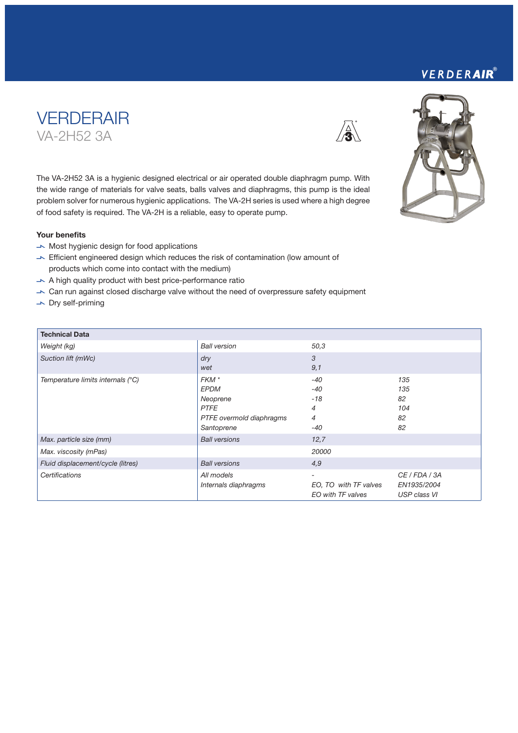# VERDERAIR

## VA-2H52 3A

The VA-2H52 3A is a hygienic designed electrical or air operated double diaphragm pump. With the wide range of materials for valve seats, balls valves and diaphragms, this pump is the ideal problem solver for numerous hygienic applications. The VA-2H series is used where a high degree of food safety is required. The VA-2H is a reliable, easy to operate pump.

**Your benefits**

- Most hygienic design for food applications
- Efficient engineered design which reduces the risk of contamination (low amount of products which come into contact with the medium)
- A high quality product with best price-performance ratio
- Can run against closed discharge valve without the need of overpressure safety equipment
- Dry self-priming

| **Technical Data** | | | |
|---|---|---|---|
| *Weight (kg)* | *Ball version* | *50,3* | |
| *Suction lift (mWc)* | *dry* | *3* | |
| | *wet* | *9,1* | |
| *Temperature limits internals (°C)* | *FKM \** | *-40* | *135* |
| | *EPDM* | *-40* | *135* |
| | *Neoprene* | *-18* | *82* |
| | *PTFE* | *4* | *104* |
| | *PTFE overmold diaphragms* | *4* | *82* |
| | *Santoprene* | *-40* | *82* |
| *Max. particle size (mm)* | *Ball versions* | *12,7* | |
| *Max. viscosity (mPas)* | | *20000* | |
| *Fluid displacement/cycle (litres)* | *Ball versions* | *4,9* | |
| *Certifications* | *All models* | *-* | *CE / FDA / 3A* |
| | *Internals diaphragms* | *EO, TO with TF valves* | *EN1935/2004* |
| | | *EO with TF valves* | *USP class VI* |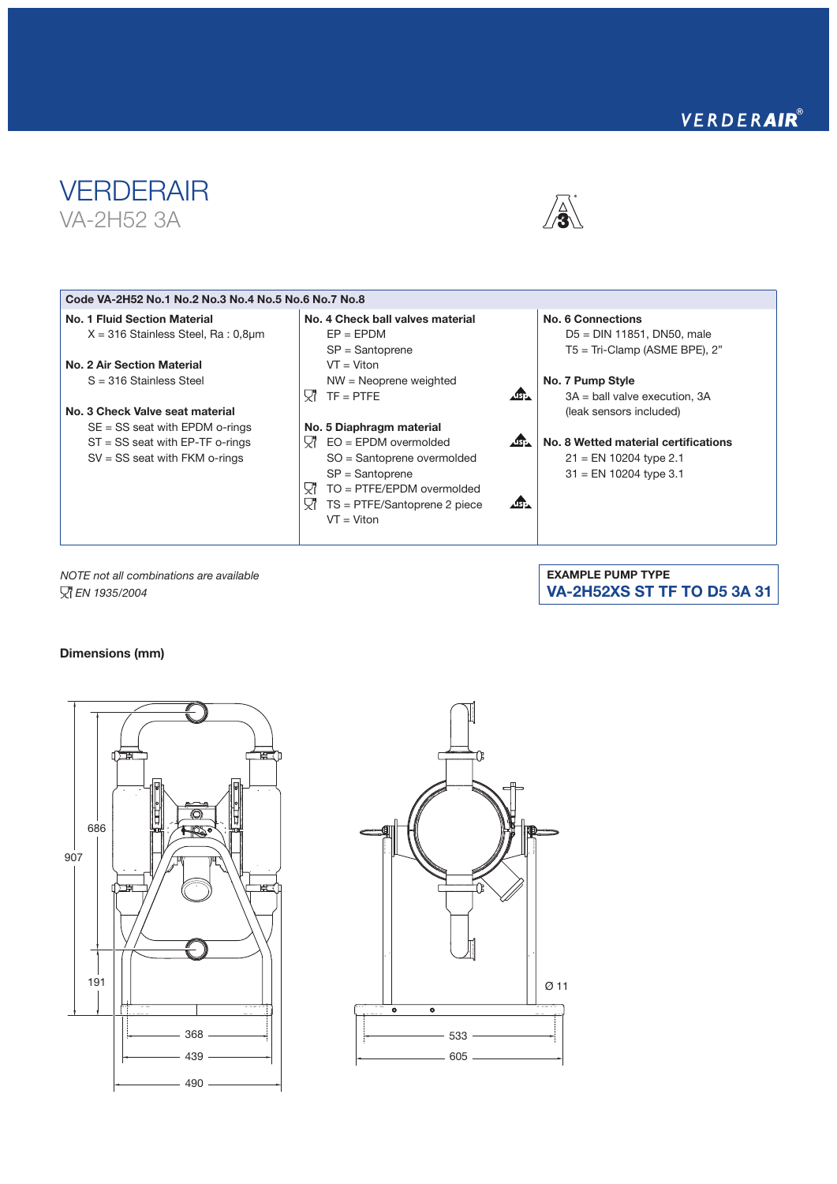# VERDERAIR

## VA-2H52 3A

| Code VA-2H52 No.1 No.2 No.3 No.4 No.5 No.6 No.7 No.8 | | |
|---|---|---|
| **No. 1 Fluid Section Material**<br>X = 316 Stainless Steel, Ra : 0,8µm<br><br>**No. 2 Air Section Material**<br>S = 316 Stainless Steel<br><br>**No. 3 Check Valve seat material**<br>SE = SS seat with EPDM o-rings<br>ST = SS seat with EP-TF o-rings<br>SV = SS seat with FKM o-rings | **No. 4 Check ball valves material**<br>EP = EPDM<br>SP = Santoprene<br>VT = Viton<br>NW = Neoprene weighted<br>TF = PTFE (USP)<br><br>**No. 5 Diaphragm material**<br>EO = EPDM overmolded (USP)<br>SO = Santoprene overmolded<br>SP = Santoprene<br>TO = PTFE/EPDM overmolded<br>TS = PTFE/Santoprene 2 piece (USP)<br>VT = Viton | **No. 6 Connections**<br>D5 = DIN 11851, DN50, male<br>T5 = Tri-Clamp (ASME BPE), 2"<br><br>**No. 7 Pump Style**<br>3A = ball valve execution, 3A (leak sensors included)<br><br>**No. 8 Wetted material certifications**<br>21 = EN 10204 type 2.1<br>31 = EN 10204 type 3.1 |

*NOTE not all combinations are available*
*EN 1935/2004*

**EXAMPLE PUMP TYPE**
**VA-2H52XS ST TF TO D5 3A 31**

### Dimensions (mm)

686, 907, 191, 368, 439, 490, 533, 605, Ø 11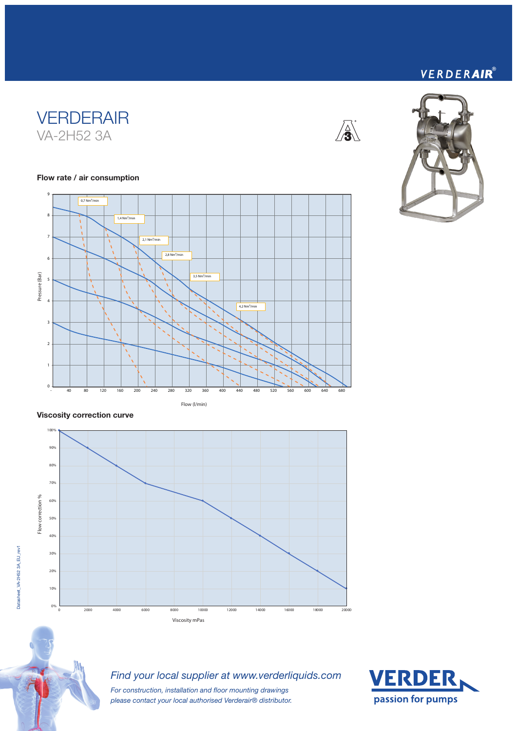# VERDERAIR

VA-2H52 3A

## Flow rate / air consumption

0,7 Nm³/min
1,4 Nm³/min
2,1 Nm³/min
2,8 Nm³/min
3,5 Nm³/min
4,2 Nm³/min

Pressure (Bar)

9
8
7
6
5
4
3
2
1
0

- 40 80 120 160 200 240 280 320 360 400 440 480 520 560 600 640 680

Flow (l/min)

## Viscosity correction curve

Flow correction %

100%
90%
80%
70%
60%
50%
40%
30%
20%
10%
0%

0 2000 4000 6000 8000 10000 12000 14000 16000 18000 20000

Viscosity mPas

Datasheet_VA-2H52 3A_EU_rev1

*Find your local supplier at www.verderliquids.com*

*For construction, installation and floor mounting drawings please contact your local authorised Verderair® distributor.*

VERDER passion for pumps